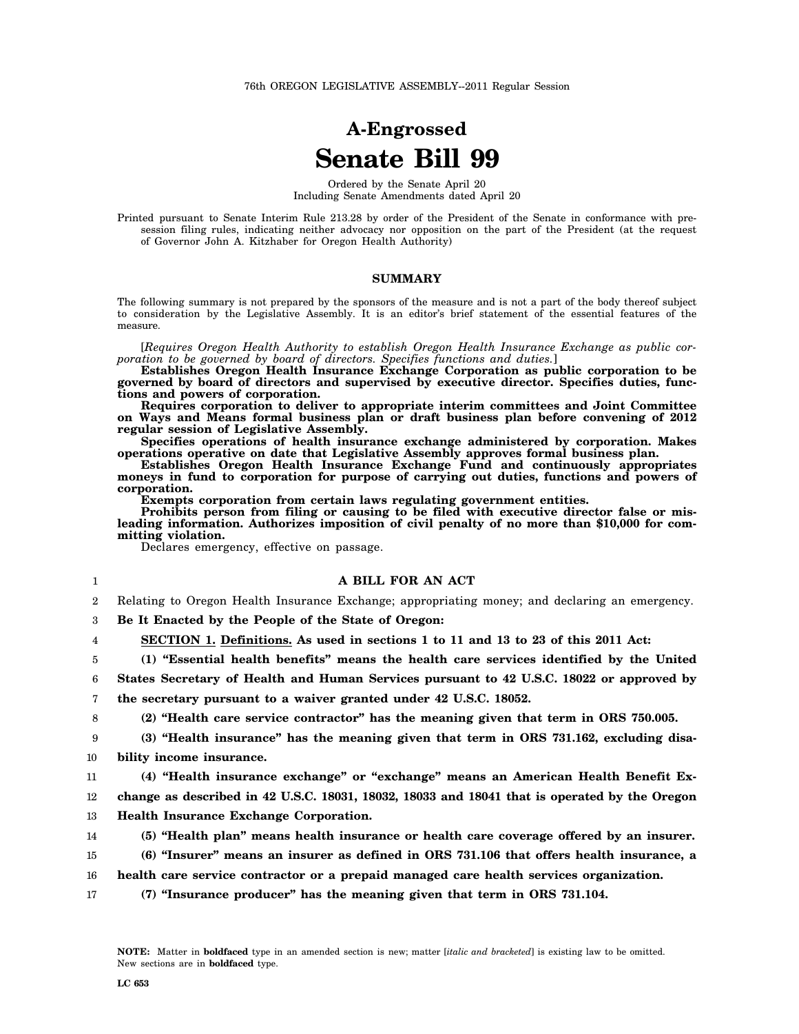76th OREGON LEGISLATIVE ASSEMBLY--2011 Regular Session

# A-Engrossed
# Senate Bill 99

Ordered by the Senate April 20
Including Senate Amendments dated April 20

Printed pursuant to Senate Interim Rule 213.28 by order of the President of the Senate in conformance with presession filing rules, indicating neither advocacy nor opposition on the part of the President (at the request of Governor John A. Kitzhaber for Oregon Health Authority)

## SUMMARY

The following summary is not prepared by the sponsors of the measure and is not a part of the body thereof subject to consideration by the Legislative Assembly. It is an editor's brief statement of the essential features of the measure.

[*Requires Oregon Health Authority to establish Oregon Health Insurance Exchange as public corporation to be governed by board of directors. Specifies functions and duties.*]

**Establishes Oregon Health Insurance Exchange Corporation as public corporation to be governed by board of directors and supervised by executive director. Specifies duties, functions and powers of corporation.**

**Requires corporation to deliver to appropriate interim committees and Joint Committee on Ways and Means formal business plan or draft business plan before convening of 2012 regular session of Legislative Assembly.**

**Specifies operations of health insurance exchange administered by corporation. Makes operations operative on date that Legislative Assembly approves formal business plan.**

**Establishes Oregon Health Insurance Exchange Fund and continuously appropriates moneys in fund to corporation for purpose of carrying out duties, functions and powers of corporation.**

**Exempts corporation from certain laws regulating government entities.**

**Prohibits person from filing or causing to be filed with executive director false or misleading information. Authorizes imposition of civil penalty of no more than $10,000 for committing violation.**

Declares emergency, effective on passage.

## A BILL FOR AN ACT

Relating to Oregon Health Insurance Exchange; appropriating money; and declaring an emergency.

**Be It Enacted by the People of the State of Oregon:**

**SECTION 1. Definitions. As used in sections 1 to 11 and 13 to 23 of this 2011 Act:**

**(1) "Essential health benefits" means the health care services identified by the United States Secretary of Health and Human Services pursuant to 42 U.S.C. 18022 or approved by the secretary pursuant to a waiver granted under 42 U.S.C. 18052.**

**(2) "Health care service contractor" has the meaning given that term in ORS 750.005.**

**(3) "Health insurance" has the meaning given that term in ORS 731.162, excluding disability income insurance.**

**(4) "Health insurance exchange" or "exchange" means an American Health Benefit Exchange as described in 42 U.S.C. 18031, 18032, 18033 and 18041 that is operated by the Oregon Health Insurance Exchange Corporation.**

**(5) "Health plan" means health insurance or health care coverage offered by an insurer.**

**(6) "Insurer" means an insurer as defined in ORS 731.106 that offers health insurance, a health care service contractor or a prepaid managed care health services organization.**

**(7) "Insurance producer" has the meaning given that term in ORS 731.104.**

NOTE: Matter in **boldfaced** type in an amended section is new; matter [*italic and bracketed*] is existing law to be omitted. New sections are in **boldfaced** type.

LC 653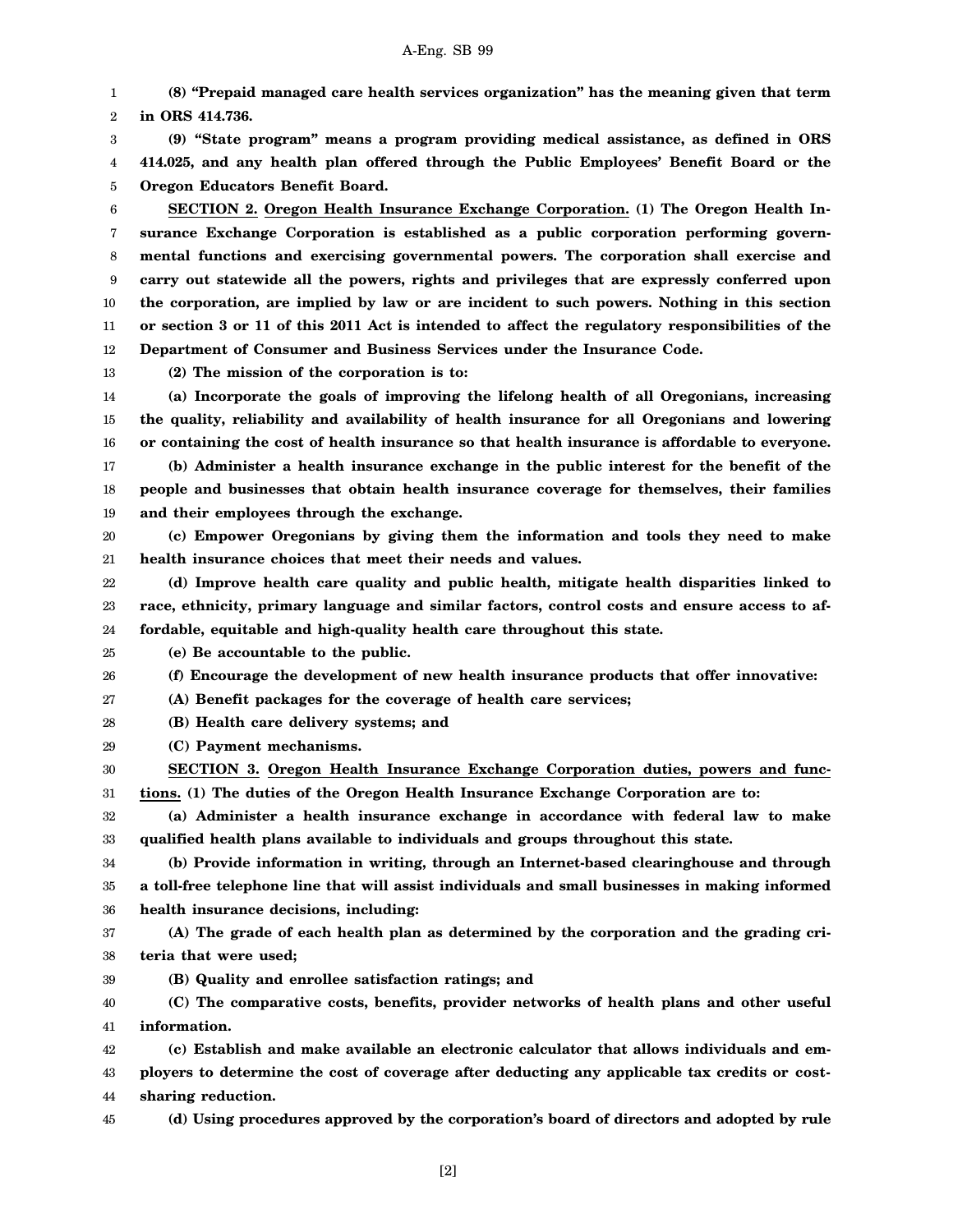**(8) "Prepaid managed care health services organization" has the meaning given that term in ORS 414.736.**

**(9) "State program" means a program providing medical assistance, as defined in ORS 414.025, and any health plan offered through the Public Employees' Benefit Board or the Oregon Educators Benefit Board.**

**SECTION 2. Oregon Health Insurance Exchange Corporation. (1) The Oregon Health Insurance Exchange Corporation is established as a public corporation performing governmental functions and exercising governmental powers. The corporation shall exercise and carry out statewide all the powers, rights and privileges that are expressly conferred upon the corporation, are implied by law or are incident to such powers. Nothing in this section or section 3 or 11 of this 2011 Act is intended to affect the regulatory responsibilities of the Department of Consumer and Business Services under the Insurance Code.**

**(2) The mission of the corporation is to:**

**(a) Incorporate the goals of improving the lifelong health of all Oregonians, increasing the quality, reliability and availability of health insurance for all Oregonians and lowering or containing the cost of health insurance so that health insurance is affordable to everyone.**

**(b) Administer a health insurance exchange in the public interest for the benefit of the people and businesses that obtain health insurance coverage for themselves, their families and their employees through the exchange.**

**(c) Empower Oregonians by giving them the information and tools they need to make health insurance choices that meet their needs and values.**

**(d) Improve health care quality and public health, mitigate health disparities linked to race, ethnicity, primary language and similar factors, control costs and ensure access to affordable, equitable and high-quality health care throughout this state.**

**(e) Be accountable to the public.**

**(f) Encourage the development of new health insurance products that offer innovative:**

**(A) Benefit packages for the coverage of health care services;**

**(B) Health care delivery systems; and**

**(C) Payment mechanisms.**

**SECTION 3. Oregon Health Insurance Exchange Corporation duties, powers and functions. (1) The duties of the Oregon Health Insurance Exchange Corporation are to:**

**(a) Administer a health insurance exchange in accordance with federal law to make qualified health plans available to individuals and groups throughout this state.**

**(b) Provide information in writing, through an Internet-based clearinghouse and through a toll-free telephone line that will assist individuals and small businesses in making informed health insurance decisions, including:**

**(A) The grade of each health plan as determined by the corporation and the grading criteria that were used;**

**(B) Quality and enrollee satisfaction ratings; and**

**(C) The comparative costs, benefits, provider networks of health plans and other useful information.**

**(c) Establish and make available an electronic calculator that allows individuals and employers to determine the cost of coverage after deducting any applicable tax credits or cost-sharing reduction.**

**(d) Using procedures approved by the corporation's board of directors and adopted by rule**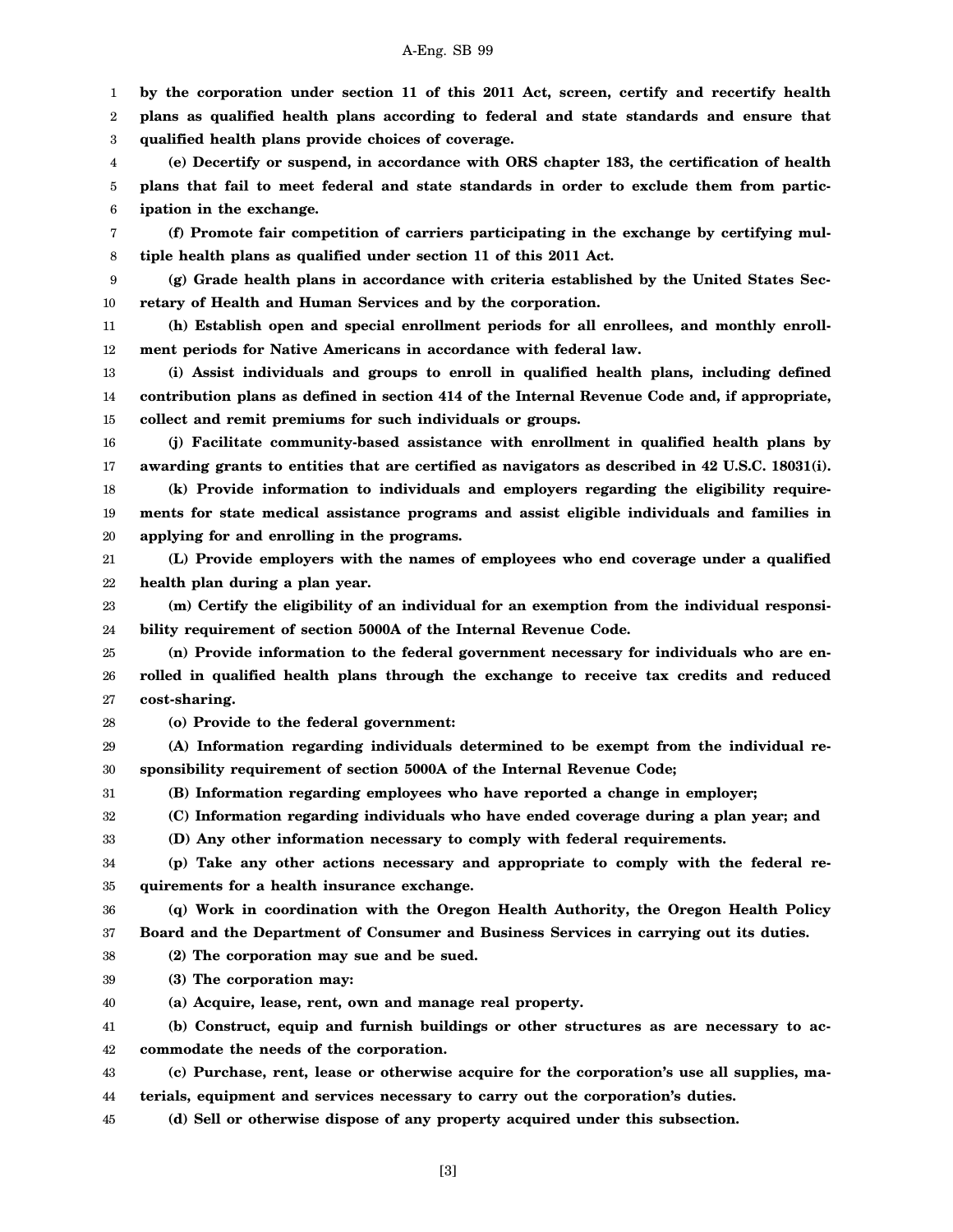**by the corporation under section 11 of this 2011 Act, screen, certify and recertify health plans as qualified health plans according to federal and state standards and ensure that qualified health plans provide choices of coverage.**

**(e) Decertify or suspend, in accordance with ORS chapter 183, the certification of health plans that fail to meet federal and state standards in order to exclude them from participation in the exchange.**

**(f) Promote fair competition of carriers participating in the exchange by certifying multiple health plans as qualified under section 11 of this 2011 Act.**

**(g) Grade health plans in accordance with criteria established by the United States Secretary of Health and Human Services and by the corporation.**

**(h) Establish open and special enrollment periods for all enrollees, and monthly enrollment periods for Native Americans in accordance with federal law.**

**(i) Assist individuals and groups to enroll in qualified health plans, including defined contribution plans as defined in section 414 of the Internal Revenue Code and, if appropriate, collect and remit premiums for such individuals or groups.**

**(j) Facilitate community-based assistance with enrollment in qualified health plans by awarding grants to entities that are certified as navigators as described in 42 U.S.C. 18031(i).**

**(k) Provide information to individuals and employers regarding the eligibility requirements for state medical assistance programs and assist eligible individuals and families in applying for and enrolling in the programs.**

**(L) Provide employers with the names of employees who end coverage under a qualified health plan during a plan year.**

**(m) Certify the eligibility of an individual for an exemption from the individual responsibility requirement of section 5000A of the Internal Revenue Code.**

**(n) Provide information to the federal government necessary for individuals who are enrolled in qualified health plans through the exchange to receive tax credits and reduced cost-sharing.**

**(o) Provide to the federal government:**

**(A) Information regarding individuals determined to be exempt from the individual responsibility requirement of section 5000A of the Internal Revenue Code;**

**(B) Information regarding employees who have reported a change in employer;**

**(C) Information regarding individuals who have ended coverage during a plan year; and**

**(D) Any other information necessary to comply with federal requirements.**

**(p) Take any other actions necessary and appropriate to comply with the federal requirements for a health insurance exchange.**

**(q) Work in coordination with the Oregon Health Authority, the Oregon Health Policy Board and the Department of Consumer and Business Services in carrying out its duties.**

**(2) The corporation may sue and be sued.**

**(3) The corporation may:**

**(a) Acquire, lease, rent, own and manage real property.**

**(b) Construct, equip and furnish buildings or other structures as are necessary to accommodate the needs of the corporation.**

**(c) Purchase, rent, lease or otherwise acquire for the corporation's use all supplies, materials, equipment and services necessary to carry out the corporation's duties.**

**(d) Sell or otherwise dispose of any property acquired under this subsection.**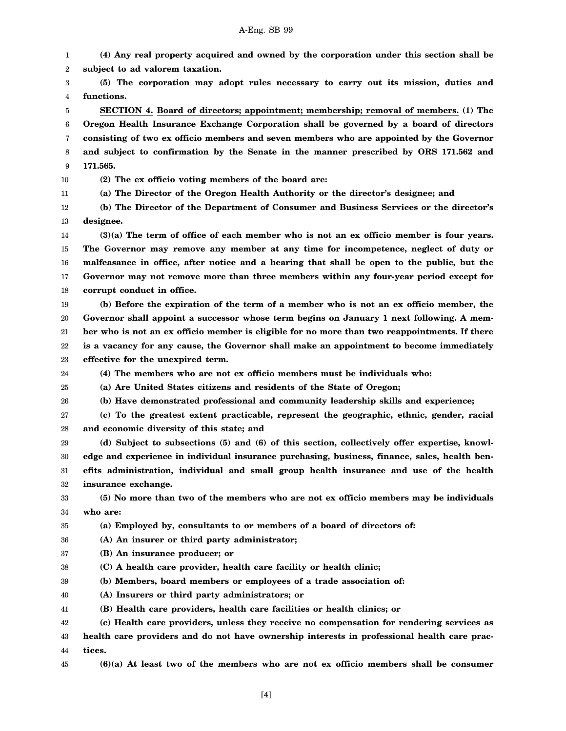**(4) Any real property acquired and owned by the corporation under this section shall be subject to ad valorem taxation.**

**(5) The corporation may adopt rules necessary to carry out its mission, duties and functions.**

**SECTION 4. Board of directors; appointment; membership; removal of members. (1) The Oregon Health Insurance Exchange Corporation shall be governed by a board of directors consisting of two ex officio members and seven members who are appointed by the Governor and subject to confirmation by the Senate in the manner prescribed by ORS 171.562 and 171.565.**

**(2) The ex officio voting members of the board are:**

**(a) The Director of the Oregon Health Authority or the director's designee; and**

**(b) The Director of the Department of Consumer and Business Services or the director's designee.**

**(3)(a) The term of office of each member who is not an ex officio member is four years. The Governor may remove any member at any time for incompetence, neglect of duty or malfeasance in office, after notice and a hearing that shall be open to the public, but the Governor may not remove more than three members within any four-year period except for corrupt conduct in office.**

**(b) Before the expiration of the term of a member who is not an ex officio member, the Governor shall appoint a successor whose term begins on January 1 next following. A member who is not an ex officio member is eligible for no more than two reappointments. If there is a vacancy for any cause, the Governor shall make an appointment to become immediately effective for the unexpired term.**

**(4) The members who are not ex officio members must be individuals who:**

**(a) Are United States citizens and residents of the State of Oregon;**

**(b) Have demonstrated professional and community leadership skills and experience;**

**(c) To the greatest extent practicable, represent the geographic, ethnic, gender, racial and economic diversity of this state; and**

**(d) Subject to subsections (5) and (6) of this section, collectively offer expertise, knowledge and experience in individual insurance purchasing, business, finance, sales, health benefits administration, individual and small group health insurance and use of the health insurance exchange.**

**(5) No more than two of the members who are not ex officio members may be individuals who are:**

**(a) Employed by, consultants to or members of a board of directors of:**

**(A) An insurer or third party administrator;**

**(B) An insurance producer; or**

**(C) A health care provider, health care facility or health clinic;**

**(b) Members, board members or employees of a trade association of:**

**(A) Insurers or third party administrators; or**

**(B) Health care providers, health care facilities or health clinics; or**

**(c) Health care providers, unless they receive no compensation for rendering services as health care providers and do not have ownership interests in professional health care practices.**

**(6)(a) At least two of the members who are not ex officio members shall be consumer**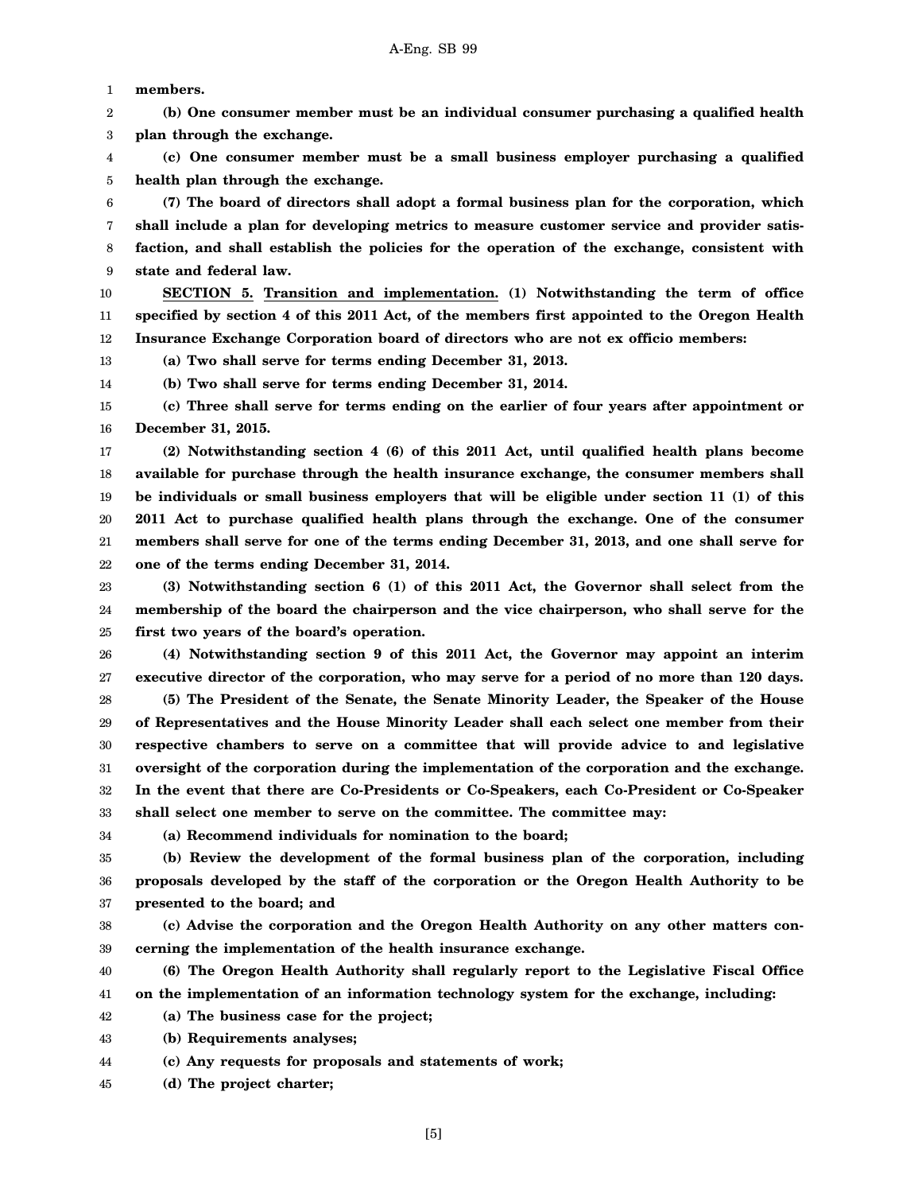**members.**

**(b) One consumer member must be an individual consumer purchasing a qualified health plan through the exchange.**

**(c) One consumer member must be a small business employer purchasing a qualified health plan through the exchange.**

**(7) The board of directors shall adopt a formal business plan for the corporation, which shall include a plan for developing metrics to measure customer service and provider satisfaction, and shall establish the policies for the operation of the exchange, consistent with state and federal law.**

**SECTION 5. Transition and implementation. (1) Notwithstanding the term of office specified by section 4 of this 2011 Act, of the members first appointed to the Oregon Health Insurance Exchange Corporation board of directors who are not ex officio members:**

**(a) Two shall serve for terms ending December 31, 2013.**

**(b) Two shall serve for terms ending December 31, 2014.**

**(c) Three shall serve for terms ending on the earlier of four years after appointment or December 31, 2015.**

**(2) Notwithstanding section 4 (6) of this 2011 Act, until qualified health plans become available for purchase through the health insurance exchange, the consumer members shall be individuals or small business employers that will be eligible under section 11 (1) of this 2011 Act to purchase qualified health plans through the exchange. One of the consumer members shall serve for one of the terms ending December 31, 2013, and one shall serve for one of the terms ending December 31, 2014.**

**(3) Notwithstanding section 6 (1) of this 2011 Act, the Governor shall select from the membership of the board the chairperson and the vice chairperson, who shall serve for the first two years of the board's operation.**

**(4) Notwithstanding section 9 of this 2011 Act, the Governor may appoint an interim executive director of the corporation, who may serve for a period of no more than 120 days.**

**(5) The President of the Senate, the Senate Minority Leader, the Speaker of the House of Representatives and the House Minority Leader shall each select one member from their respective chambers to serve on a committee that will provide advice to and legislative oversight of the corporation during the implementation of the corporation and the exchange. In the event that there are Co-Presidents or Co-Speakers, each Co-President or Co-Speaker shall select one member to serve on the committee. The committee may:**

**(a) Recommend individuals for nomination to the board;**

**(b) Review the development of the formal business plan of the corporation, including proposals developed by the staff of the corporation or the Oregon Health Authority to be presented to the board; and**

**(c) Advise the corporation and the Oregon Health Authority on any other matters concerning the implementation of the health insurance exchange.**

**(6) The Oregon Health Authority shall regularly report to the Legislative Fiscal Office on the implementation of an information technology system for the exchange, including:**

**(a) The business case for the project;**

**(b) Requirements analyses;**

**(c) Any requests for proposals and statements of work;**

**(d) The project charter;**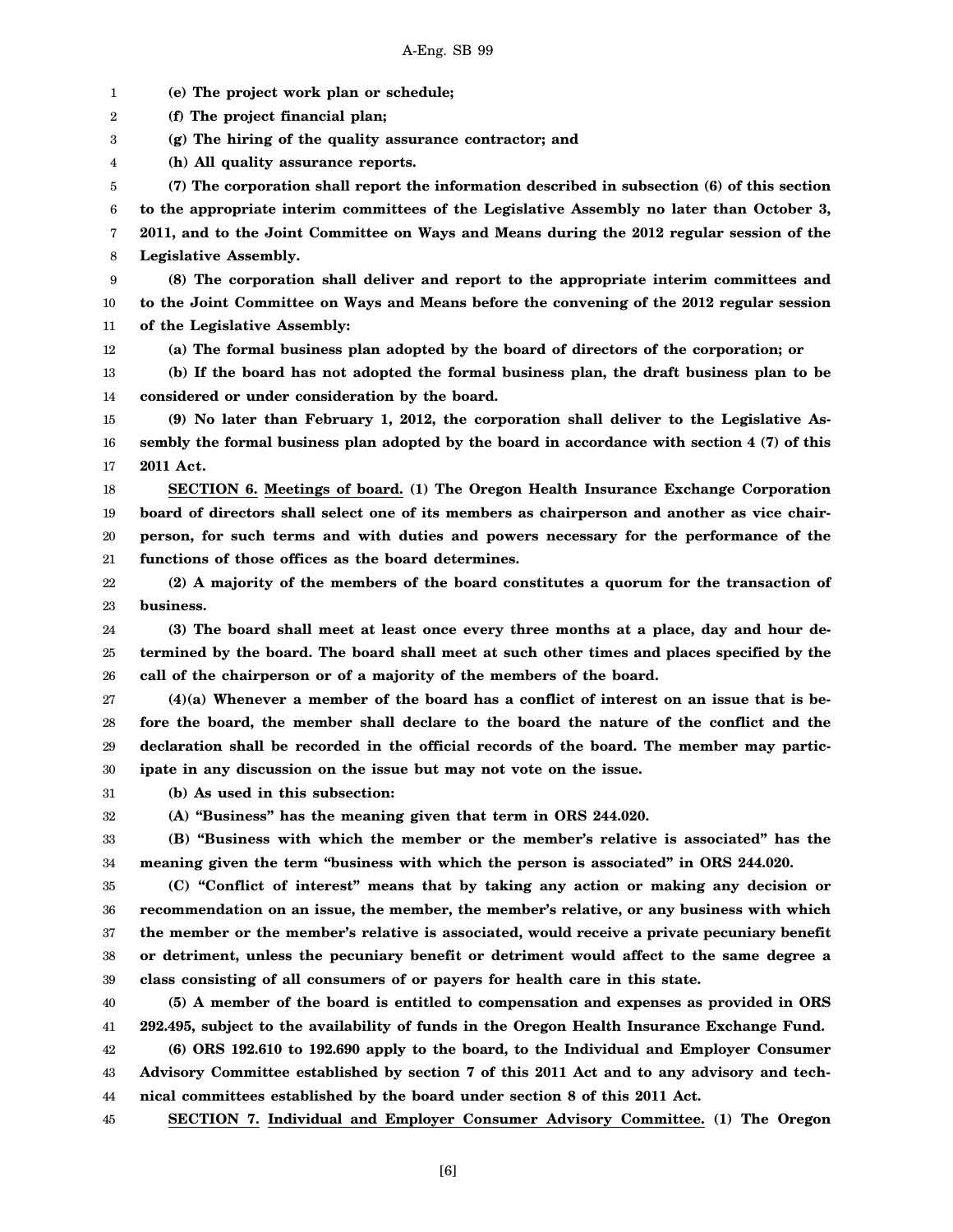**(e) The project work plan or schedule;**

**(f) The project financial plan;**

**(g) The hiring of the quality assurance contractor; and**

**(h) All quality assurance reports.**

**(7) The corporation shall report the information described in subsection (6) of this section to the appropriate interim committees of the Legislative Assembly no later than October 3, 2011, and to the Joint Committee on Ways and Means during the 2012 regular session of the Legislative Assembly.**

**(8) The corporation shall deliver and report to the appropriate interim committees and to the Joint Committee on Ways and Means before the convening of the 2012 regular session of the Legislative Assembly:**

**(a) The formal business plan adopted by the board of directors of the corporation; or**

**(b) If the board has not adopted the formal business plan, the draft business plan to be considered or under consideration by the board.**

**(9) No later than February 1, 2012, the corporation shall deliver to the Legislative Assembly the formal business plan adopted by the board in accordance with section 4 (7) of this 2011 Act.**

**SECTION 6. Meetings of board. (1) The Oregon Health Insurance Exchange Corporation board of directors shall select one of its members as chairperson and another as vice chairperson, for such terms and with duties and powers necessary for the performance of the functions of those offices as the board determines.**

**(2) A majority of the members of the board constitutes a quorum for the transaction of business.**

**(3) The board shall meet at least once every three months at a place, day and hour determined by the board. The board shall meet at such other times and places specified by the call of the chairperson or of a majority of the members of the board.**

**(4)(a) Whenever a member of the board has a conflict of interest on an issue that is before the board, the member shall declare to the board the nature of the conflict and the declaration shall be recorded in the official records of the board. The member may participate in any discussion on the issue but may not vote on the issue.**

**(b) As used in this subsection:**

**(A) "Business" has the meaning given that term in ORS 244.020.**

**(B) "Business with which the member or the member's relative is associated" has the meaning given the term "business with which the person is associated" in ORS 244.020.**

**(C) "Conflict of interest" means that by taking any action or making any decision or recommendation on an issue, the member, the member's relative, or any business with which the member or the member's relative is associated, would receive a private pecuniary benefit or detriment, unless the pecuniary benefit or detriment would affect to the same degree a class consisting of all consumers of or payers for health care in this state.**

**(5) A member of the board is entitled to compensation and expenses as provided in ORS 292.495, subject to the availability of funds in the Oregon Health Insurance Exchange Fund.**

**(6) ORS 192.610 to 192.690 apply to the board, to the Individual and Employer Consumer Advisory Committee established by section 7 of this 2011 Act and to any advisory and technical committees established by the board under section 8 of this 2011 Act.**

**SECTION 7. Individual and Employer Consumer Advisory Committee. (1) The Oregon**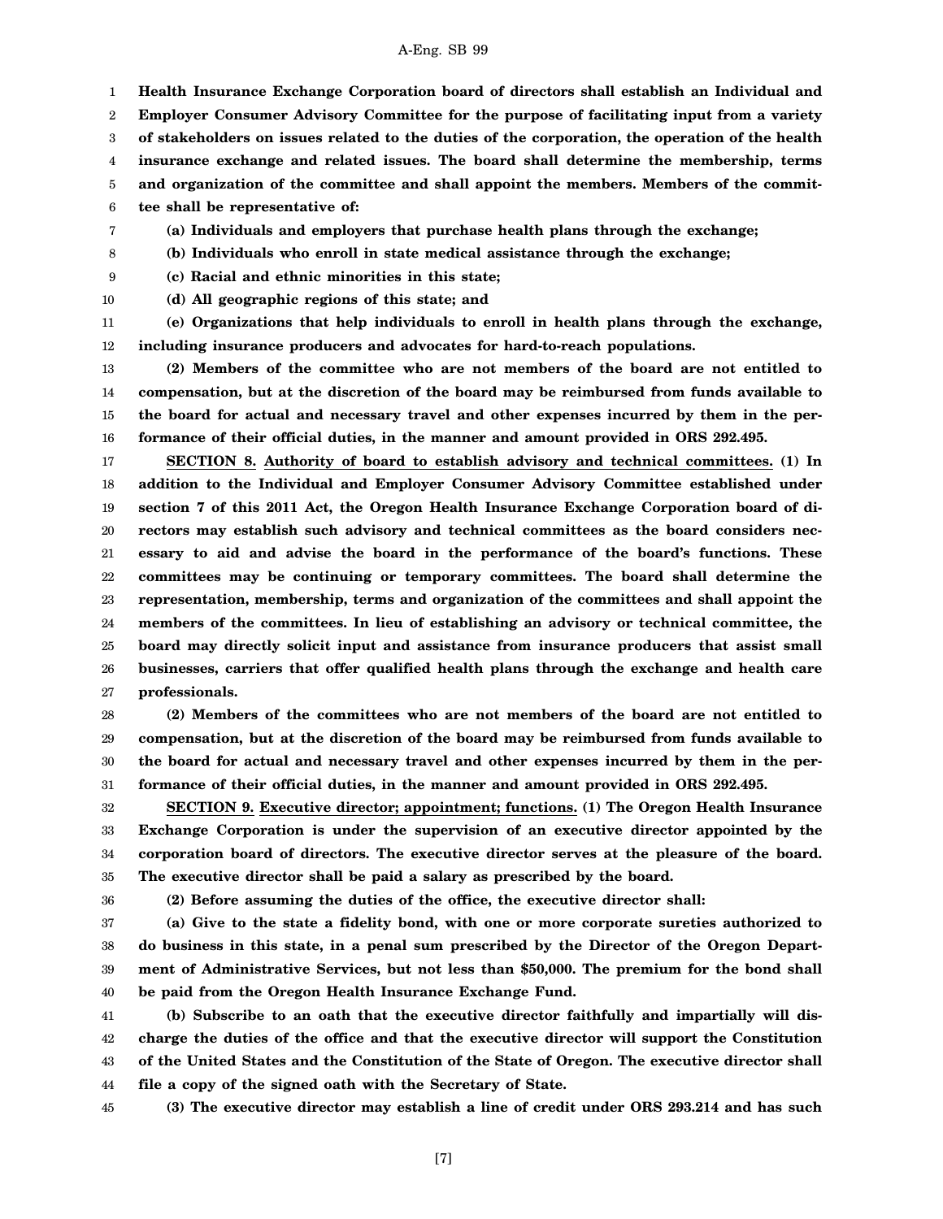**Health Insurance Exchange Corporation board of directors shall establish an Individual and Employer Consumer Advisory Committee for the purpose of facilitating input from a variety of stakeholders on issues related to the duties of the corporation, the operation of the health insurance exchange and related issues. The board shall determine the membership, terms and organization of the committee and shall appoint the members. Members of the committee shall be representative of:**

**(a) Individuals and employers that purchase health plans through the exchange;**

**(b) Individuals who enroll in state medical assistance through the exchange;**

**(c) Racial and ethnic minorities in this state;**

**(d) All geographic regions of this state; and**

**(e) Organizations that help individuals to enroll in health plans through the exchange, including insurance producers and advocates for hard-to-reach populations.**

**(2) Members of the committee who are not members of the board are not entitled to compensation, but at the discretion of the board may be reimbursed from funds available to the board for actual and necessary travel and other expenses incurred by them in the performance of their official duties, in the manner and amount provided in ORS 292.495.**

**SECTION 8. Authority of board to establish advisory and technical committees. (1) In addition to the Individual and Employer Consumer Advisory Committee established under section 7 of this 2011 Act, the Oregon Health Insurance Exchange Corporation board of directors may establish such advisory and technical committees as the board considers necessary to aid and advise the board in the performance of the board's functions. These committees may be continuing or temporary committees. The board shall determine the representation, membership, terms and organization of the committees and shall appoint the members of the committees. In lieu of establishing an advisory or technical committee, the board may directly solicit input and assistance from insurance producers that assist small businesses, carriers that offer qualified health plans through the exchange and health care professionals.**

**(2) Members of the committees who are not members of the board are not entitled to compensation, but at the discretion of the board may be reimbursed from funds available to the board for actual and necessary travel and other expenses incurred by them in the performance of their official duties, in the manner and amount provided in ORS 292.495.**

**SECTION 9. Executive director; appointment; functions. (1) The Oregon Health Insurance Exchange Corporation is under the supervision of an executive director appointed by the corporation board of directors. The executive director serves at the pleasure of the board. The executive director shall be paid a salary as prescribed by the board.**

**(2) Before assuming the duties of the office, the executive director shall:**

**(a) Give to the state a fidelity bond, with one or more corporate sureties authorized to do business in this state, in a penal sum prescribed by the Director of the Oregon Department of Administrative Services, but not less than $50,000. The premium for the bond shall be paid from the Oregon Health Insurance Exchange Fund.**

**(b) Subscribe to an oath that the executive director faithfully and impartially will discharge the duties of the office and that the executive director will support the Constitution of the United States and the Constitution of the State of Oregon. The executive director shall file a copy of the signed oath with the Secretary of State.**

**(3) The executive director may establish a line of credit under ORS 293.214 and has such**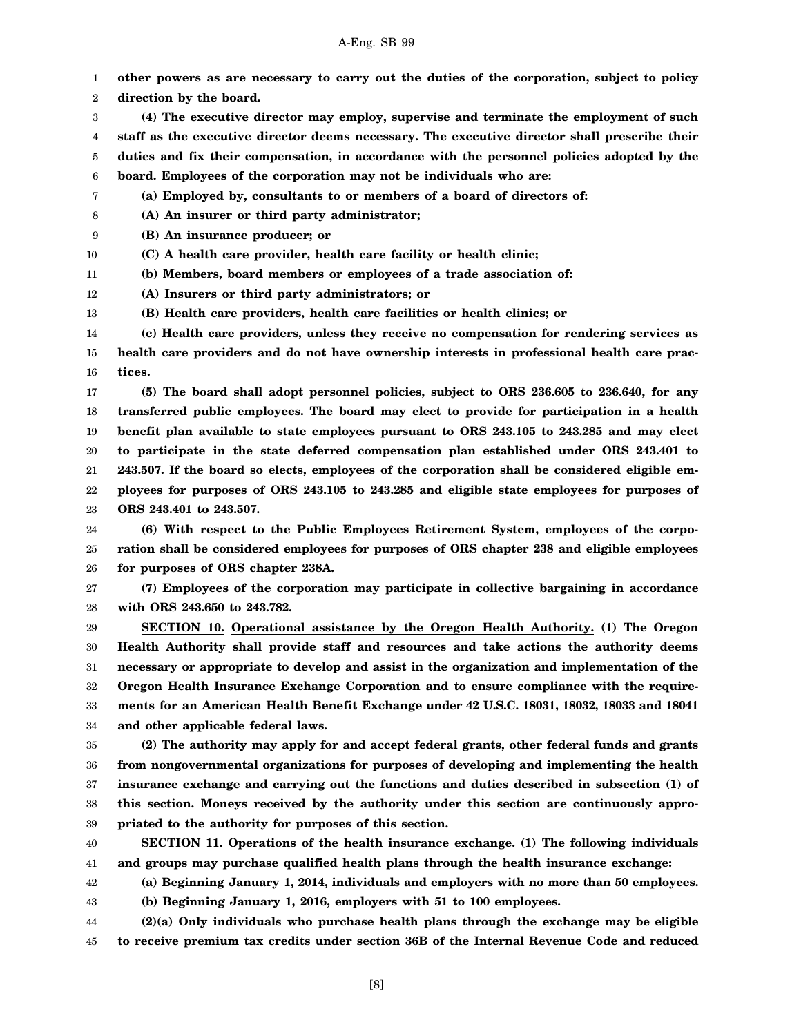**other powers as are necessary to carry out the duties of the corporation, subject to policy direction by the board.**

**(4) The executive director may employ, supervise and terminate the employment of such staff as the executive director deems necessary. The executive director shall prescribe their duties and fix their compensation, in accordance with the personnel policies adopted by the board. Employees of the corporation may not be individuals who are:**

**(a) Employed by, consultants to or members of a board of directors of:**

**(A) An insurer or third party administrator;**

**(B) An insurance producer; or**

**(C) A health care provider, health care facility or health clinic;**

**(b) Members, board members or employees of a trade association of:**

**(A) Insurers or third party administrators; or**

**(B) Health care providers, health care facilities or health clinics; or**

**(c) Health care providers, unless they receive no compensation for rendering services as health care providers and do not have ownership interests in professional health care practices.**

**(5) The board shall adopt personnel policies, subject to ORS 236.605 to 236.640, for any transferred public employees. The board may elect to provide for participation in a health benefit plan available to state employees pursuant to ORS 243.105 to 243.285 and may elect to participate in the state deferred compensation plan established under ORS 243.401 to 243.507. If the board so elects, employees of the corporation shall be considered eligible employees for purposes of ORS 243.105 to 243.285 and eligible state employees for purposes of ORS 243.401 to 243.507.**

**(6) With respect to the Public Employees Retirement System, employees of the corporation shall be considered employees for purposes of ORS chapter 238 and eligible employees for purposes of ORS chapter 238A.**

**(7) Employees of the corporation may participate in collective bargaining in accordance with ORS 243.650 to 243.782.**

**SECTION 10. Operational assistance by the Oregon Health Authority. (1) The Oregon Health Authority shall provide staff and resources and take actions the authority deems necessary or appropriate to develop and assist in the organization and implementation of the Oregon Health Insurance Exchange Corporation and to ensure compliance with the requirements for an American Health Benefit Exchange under 42 U.S.C. 18031, 18032, 18033 and 18041 and other applicable federal laws.**

**(2) The authority may apply for and accept federal grants, other federal funds and grants from nongovernmental organizations for purposes of developing and implementing the health insurance exchange and carrying out the functions and duties described in subsection (1) of this section. Moneys received by the authority under this section are continuously appropriated to the authority for purposes of this section.**

**SECTION 11. Operations of the health insurance exchange. (1) The following individuals and groups may purchase qualified health plans through the health insurance exchange:**

**(a) Beginning January 1, 2014, individuals and employers with no more than 50 employees.**

**(b) Beginning January 1, 2016, employers with 51 to 100 employees.**

**(2)(a) Only individuals who purchase health plans through the exchange may be eligible to receive premium tax credits under section 36B of the Internal Revenue Code and reduced**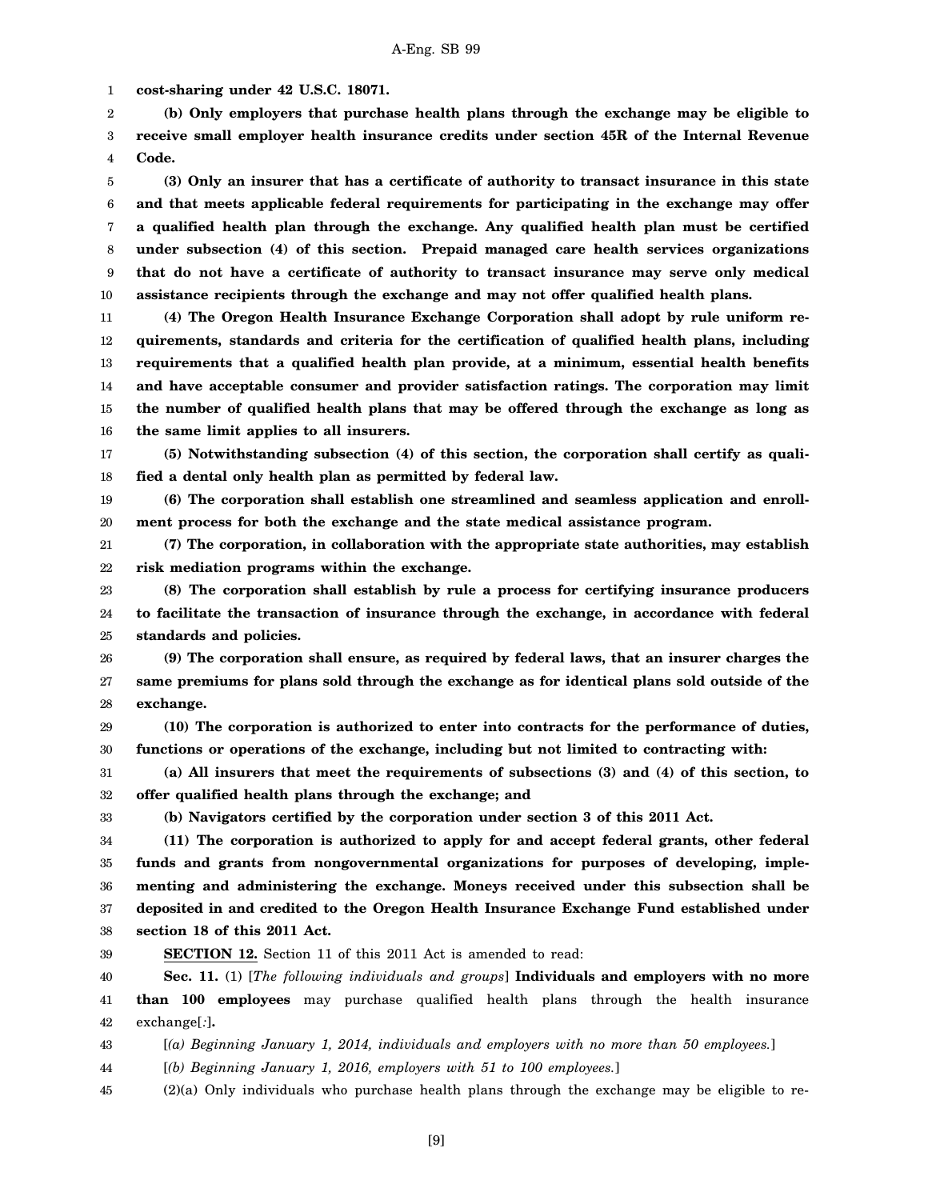**cost-sharing under 42 U.S.C. 18071.**

**(b) Only employers that purchase health plans through the exchange may be eligible to receive small employer health insurance credits under section 45R of the Internal Revenue Code.**

**(3) Only an insurer that has a certificate of authority to transact insurance in this state and that meets applicable federal requirements for participating in the exchange may offer a qualified health plan through the exchange. Any qualified health plan must be certified under subsection (4) of this section. Prepaid managed care health services organizations that do not have a certificate of authority to transact insurance may serve only medical assistance recipients through the exchange and may not offer qualified health plans.**

**(4) The Oregon Health Insurance Exchange Corporation shall adopt by rule uniform requirements, standards and criteria for the certification of qualified health plans, including requirements that a qualified health plan provide, at a minimum, essential health benefits and have acceptable consumer and provider satisfaction ratings. The corporation may limit the number of qualified health plans that may be offered through the exchange as long as the same limit applies to all insurers.**

**(5) Notwithstanding subsection (4) of this section, the corporation shall certify as qualified a dental only health plan as permitted by federal law.**

**(6) The corporation shall establish one streamlined and seamless application and enrollment process for both the exchange and the state medical assistance program.**

**(7) The corporation, in collaboration with the appropriate state authorities, may establish risk mediation programs within the exchange.**

**(8) The corporation shall establish by rule a process for certifying insurance producers to facilitate the transaction of insurance through the exchange, in accordance with federal standards and policies.**

**(9) The corporation shall ensure, as required by federal laws, that an insurer charges the same premiums for plans sold through the exchange as for identical plans sold outside of the exchange.**

**(10) The corporation is authorized to enter into contracts for the performance of duties, functions or operations of the exchange, including but not limited to contracting with:**

**(a) All insurers that meet the requirements of subsections (3) and (4) of this section, to offer qualified health plans through the exchange; and**

**(b) Navigators certified by the corporation under section 3 of this 2011 Act.**

**(11) The corporation is authorized to apply for and accept federal grants, other federal funds and grants from nongovernmental organizations for purposes of developing, implementing and administering the exchange. Moneys received under this subsection shall be deposited in and credited to the Oregon Health Insurance Exchange Fund established under section 18 of this 2011 Act.**

**SECTION 12.** Section 11 of this 2011 Act is amended to read:

**Sec. 11.** (1) [*The following individuals and groups*] **Individuals and employers with no more than 100 employees** may purchase qualified health plans through the health insurance exchange[*:*]**.**

[*(a) Beginning January 1, 2014, individuals and employers with no more than 50 employees.*]

[*(b) Beginning January 1, 2016, employers with 51 to 100 employees.*]

(2)(a) Only individuals who purchase health plans through the exchange may be eligible to re-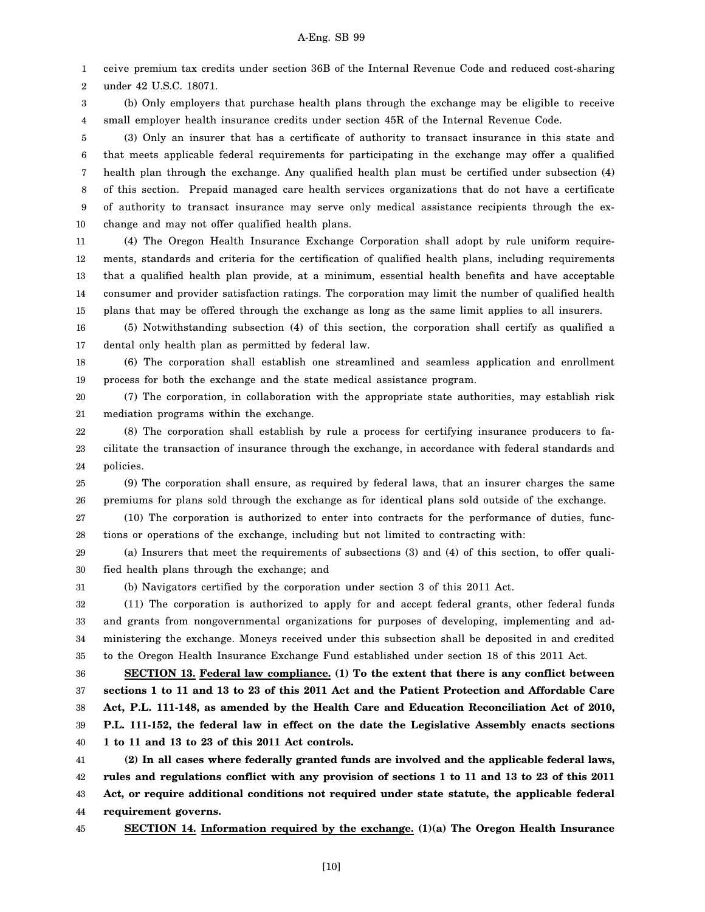ceive premium tax credits under section 36B of the Internal Revenue Code and reduced cost-sharing under 42 U.S.C. 18071.

(b) Only employers that purchase health plans through the exchange may be eligible to receive small employer health insurance credits under section 45R of the Internal Revenue Code.

(3) Only an insurer that has a certificate of authority to transact insurance in this state and that meets applicable federal requirements for participating in the exchange may offer a qualified health plan through the exchange. Any qualified health plan must be certified under subsection (4) of this section. Prepaid managed care health services organizations that do not have a certificate of authority to transact insurance may serve only medical assistance recipients through the exchange and may not offer qualified health plans.

(4) The Oregon Health Insurance Exchange Corporation shall adopt by rule uniform requirements, standards and criteria for the certification of qualified health plans, including requirements that a qualified health plan provide, at a minimum, essential health benefits and have acceptable consumer and provider satisfaction ratings. The corporation may limit the number of qualified health plans that may be offered through the exchange as long as the same limit applies to all insurers.

(5) Notwithstanding subsection (4) of this section, the corporation shall certify as qualified a dental only health plan as permitted by federal law.

(6) The corporation shall establish one streamlined and seamless application and enrollment process for both the exchange and the state medical assistance program.

(7) The corporation, in collaboration with the appropriate state authorities, may establish risk mediation programs within the exchange.

(8) The corporation shall establish by rule a process for certifying insurance producers to facilitate the transaction of insurance through the exchange, in accordance with federal standards and policies.

(9) The corporation shall ensure, as required by federal laws, that an insurer charges the same premiums for plans sold through the exchange as for identical plans sold outside of the exchange.

(10) The corporation is authorized to enter into contracts for the performance of duties, functions or operations of the exchange, including but not limited to contracting with:

(a) Insurers that meet the requirements of subsections (3) and (4) of this section, to offer qualified health plans through the exchange; and

(b) Navigators certified by the corporation under section 3 of this 2011 Act.

(11) The corporation is authorized to apply for and accept federal grants, other federal funds and grants from nongovernmental organizations for purposes of developing, implementing and administering the exchange. Moneys received under this subsection shall be deposited in and credited to the Oregon Health Insurance Exchange Fund established under section 18 of this 2011 Act.

**SECTION 13. Federal law compliance. (1) To the extent that there is any conflict between sections 1 to 11 and 13 to 23 of this 2011 Act and the Patient Protection and Affordable Care Act, P.L. 111-148, as amended by the Health Care and Education Reconciliation Act of 2010, P.L. 111-152, the federal law in effect on the date the Legislative Assembly enacts sections 1 to 11 and 13 to 23 of this 2011 Act controls.**

**(2) In all cases where federally granted funds are involved and the applicable federal laws, rules and regulations conflict with any provision of sections 1 to 11 and 13 to 23 of this 2011 Act, or require additional conditions not required under state statute, the applicable federal requirement governs.**

**SECTION 14. Information required by the exchange. (1)(a) The Oregon Health Insurance**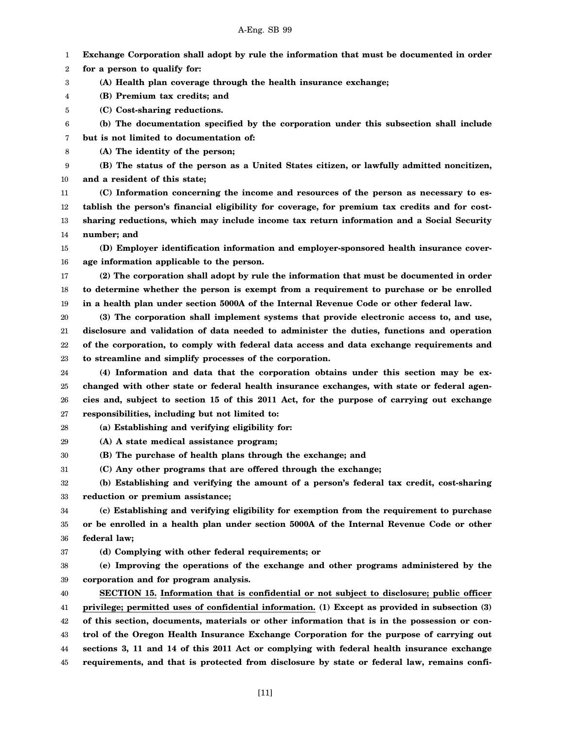**Exchange Corporation shall adopt by rule the information that must be documented in order for a person to qualify for:**

**(A) Health plan coverage through the health insurance exchange;**

**(B) Premium tax credits; and**

**(C) Cost-sharing reductions.**

**(b) The documentation specified by the corporation under this subsection shall include but is not limited to documentation of:**

**(A) The identity of the person;**

**(B) The status of the person as a United States citizen, or lawfully admitted noncitizen, and a resident of this state;**

**(C) Information concerning the income and resources of the person as necessary to establish the person's financial eligibility for coverage, for premium tax credits and for cost-sharing reductions, which may include income tax return information and a Social Security number; and**

**(D) Employer identification information and employer-sponsored health insurance coverage information applicable to the person.**

**(2) The corporation shall adopt by rule the information that must be documented in order to determine whether the person is exempt from a requirement to purchase or be enrolled in a health plan under section 5000A of the Internal Revenue Code or other federal law.**

**(3) The corporation shall implement systems that provide electronic access to, and use, disclosure and validation of data needed to administer the duties, functions and operation of the corporation, to comply with federal data access and data exchange requirements and to streamline and simplify processes of the corporation.**

**(4) Information and data that the corporation obtains under this section may be exchanged with other state or federal health insurance exchanges, with state or federal agencies and, subject to section 15 of this 2011 Act, for the purpose of carrying out exchange responsibilities, including but not limited to:**

**(a) Establishing and verifying eligibility for:**

**(A) A state medical assistance program;**

**(B) The purchase of health plans through the exchange; and**

**(C) Any other programs that are offered through the exchange;**

**(b) Establishing and verifying the amount of a person's federal tax credit, cost-sharing reduction or premium assistance;**

**(c) Establishing and verifying eligibility for exemption from the requirement to purchase or be enrolled in a health plan under section 5000A of the Internal Revenue Code or other federal law;**

**(d) Complying with other federal requirements; or**

**(e) Improving the operations of the exchange and other programs administered by the corporation and for program analysis.**

**SECTION 15.** **<u>Information that is confidential or not subject to disclosure; public officer privilege; permitted uses of confidential information.</u>** **(1) Except as provided in subsection (3) of this section, documents, materials or other information that is in the possession or control of the Oregon Health Insurance Exchange Corporation for the purpose of carrying out sections 3, 11 and 14 of this 2011 Act or complying with federal health insurance exchange requirements, and that is protected from disclosure by state or federal law, remains confi-**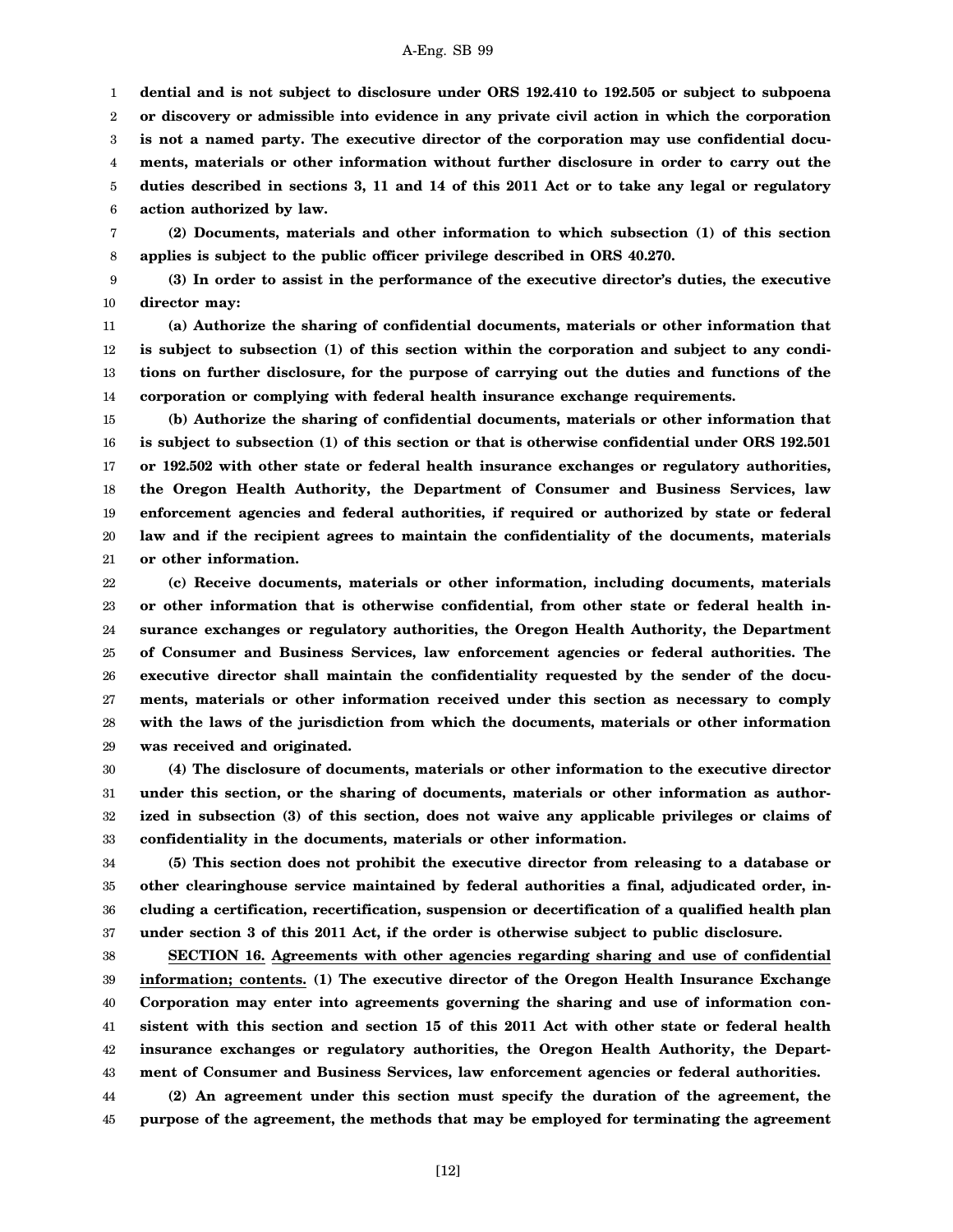**dential and is not subject to disclosure under ORS 192.410 to 192.505 or subject to subpoena or discovery or admissible into evidence in any private civil action in which the corporation is not a named party. The executive director of the corporation may use confidential documents, materials or other information without further disclosure in order to carry out the duties described in sections 3, 11 and 14 of this 2011 Act or to take any legal or regulatory action authorized by law.**

**(2) Documents, materials and other information to which subsection (1) of this section applies is subject to the public officer privilege described in ORS 40.270.**

**(3) In order to assist in the performance of the executive director's duties, the executive director may:**

**(a) Authorize the sharing of confidential documents, materials or other information that is subject to subsection (1) of this section within the corporation and subject to any conditions on further disclosure, for the purpose of carrying out the duties and functions of the corporation or complying with federal health insurance exchange requirements.**

**(b) Authorize the sharing of confidential documents, materials or other information that is subject to subsection (1) of this section or that is otherwise confidential under ORS 192.501 or 192.502 with other state or federal health insurance exchanges or regulatory authorities, the Oregon Health Authority, the Department of Consumer and Business Services, law enforcement agencies and federal authorities, if required or authorized by state or federal law and if the recipient agrees to maintain the confidentiality of the documents, materials or other information.**

**(c) Receive documents, materials or other information, including documents, materials or other information that is otherwise confidential, from other state or federal health insurance exchanges or regulatory authorities, the Oregon Health Authority, the Department of Consumer and Business Services, law enforcement agencies or federal authorities. The executive director shall maintain the confidentiality requested by the sender of the documents, materials or other information received under this section as necessary to comply with the laws of the jurisdiction from which the documents, materials or other information was received and originated.**

**(4) The disclosure of documents, materials or other information to the executive director under this section, or the sharing of documents, materials or other information as authorized in subsection (3) of this section, does not waive any applicable privileges or claims of confidentiality in the documents, materials or other information.**

**(5) This section does not prohibit the executive director from releasing to a database or other clearinghouse service maintained by federal authorities a final, adjudicated order, including a certification, recertification, suspension or decertification of a qualified health plan under section 3 of this 2011 Act, if the order is otherwise subject to public disclosure.**

**SECTION 16. Agreements with other agencies regarding sharing and use of confidential information; contents. (1) The executive director of the Oregon Health Insurance Exchange Corporation may enter into agreements governing the sharing and use of information consistent with this section and section 15 of this 2011 Act with other state or federal health insurance exchanges or regulatory authorities, the Oregon Health Authority, the Department of Consumer and Business Services, law enforcement agencies or federal authorities.**

**(2) An agreement under this section must specify the duration of the agreement, the purpose of the agreement, the methods that may be employed for terminating the agreement**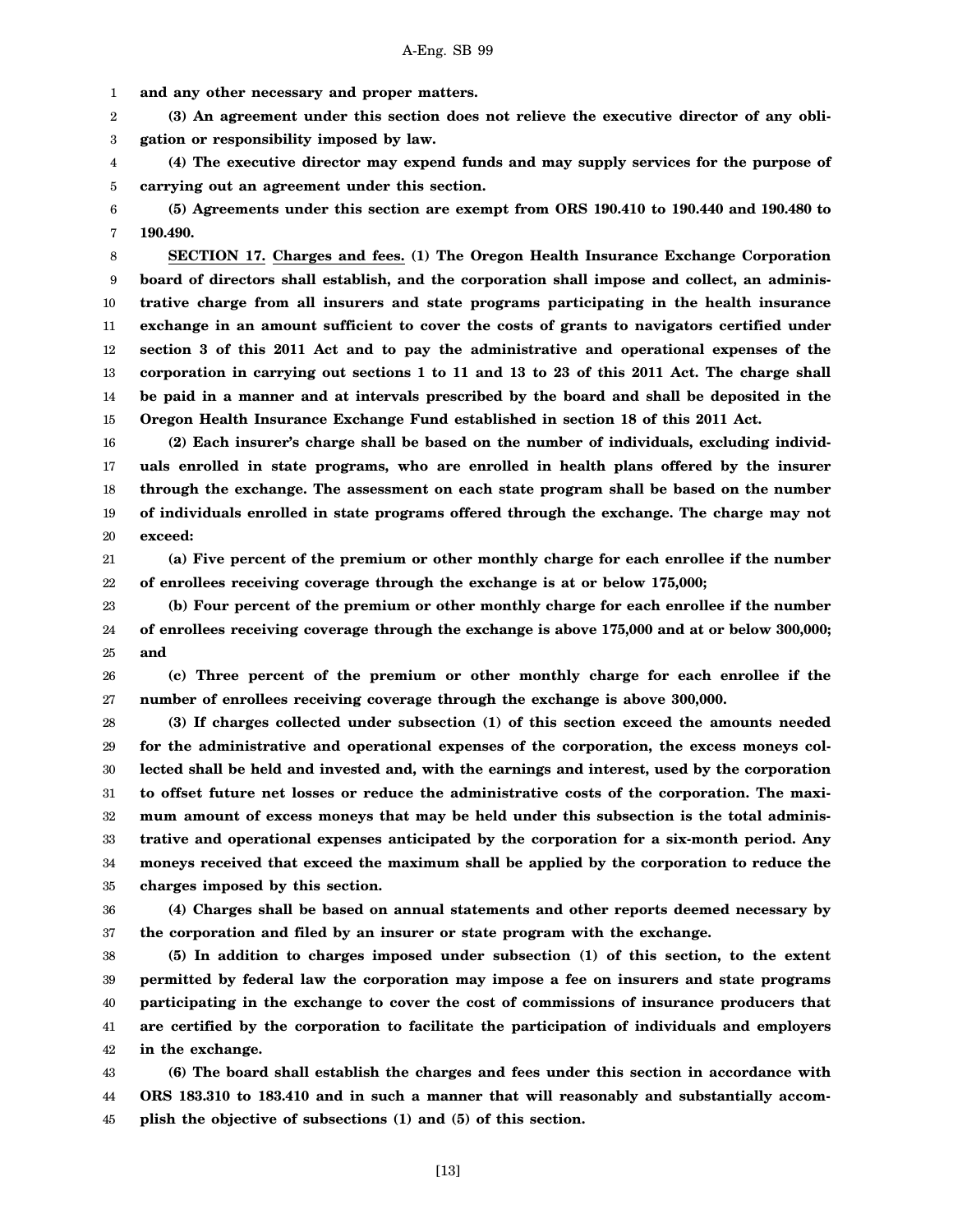**and any other necessary and proper matters.**

**(3) An agreement under this section does not relieve the executive director of any obligation or responsibility imposed by law.**

**(4) The executive director may expend funds and may supply services for the purpose of carrying out an agreement under this section.**

**(5) Agreements under this section are exempt from ORS 190.410 to 190.440 and 190.480 to 190.490.**

**SECTION 17.** **Charges and fees.** **(1) The Oregon Health Insurance Exchange Corporation board of directors shall establish, and the corporation shall impose and collect, an administrative charge from all insurers and state programs participating in the health insurance exchange in an amount sufficient to cover the costs of grants to navigators certified under section 3 of this 2011 Act and to pay the administrative and operational expenses of the corporation in carrying out sections 1 to 11 and 13 to 23 of this 2011 Act. The charge shall be paid in a manner and at intervals prescribed by the board and shall be deposited in the Oregon Health Insurance Exchange Fund established in section 18 of this 2011 Act.**

**(2) Each insurer's charge shall be based on the number of individuals, excluding individuals enrolled in state programs, who are enrolled in health plans offered by the insurer through the exchange. The assessment on each state program shall be based on the number of individuals enrolled in state programs offered through the exchange. The charge may not exceed:**

**(a) Five percent of the premium or other monthly charge for each enrollee if the number of enrollees receiving coverage through the exchange is at or below 175,000;**

**(b) Four percent of the premium or other monthly charge for each enrollee if the number of enrollees receiving coverage through the exchange is above 175,000 and at or below 300,000; and**

**(c) Three percent of the premium or other monthly charge for each enrollee if the number of enrollees receiving coverage through the exchange is above 300,000.**

**(3) If charges collected under subsection (1) of this section exceed the amounts needed for the administrative and operational expenses of the corporation, the excess moneys collected shall be held and invested and, with the earnings and interest, used by the corporation to offset future net losses or reduce the administrative costs of the corporation. The maximum amount of excess moneys that may be held under this subsection is the total administrative and operational expenses anticipated by the corporation for a six-month period. Any moneys received that exceed the maximum shall be applied by the corporation to reduce the charges imposed by this section.**

**(4) Charges shall be based on annual statements and other reports deemed necessary by the corporation and filed by an insurer or state program with the exchange.**

**(5) In addition to charges imposed under subsection (1) of this section, to the extent permitted by federal law the corporation may impose a fee on insurers and state programs participating in the exchange to cover the cost of commissions of insurance producers that are certified by the corporation to facilitate the participation of individuals and employers in the exchange.**

**(6) The board shall establish the charges and fees under this section in accordance with ORS 183.310 to 183.410 and in such a manner that will reasonably and substantially accomplish the objective of subsections (1) and (5) of this section.**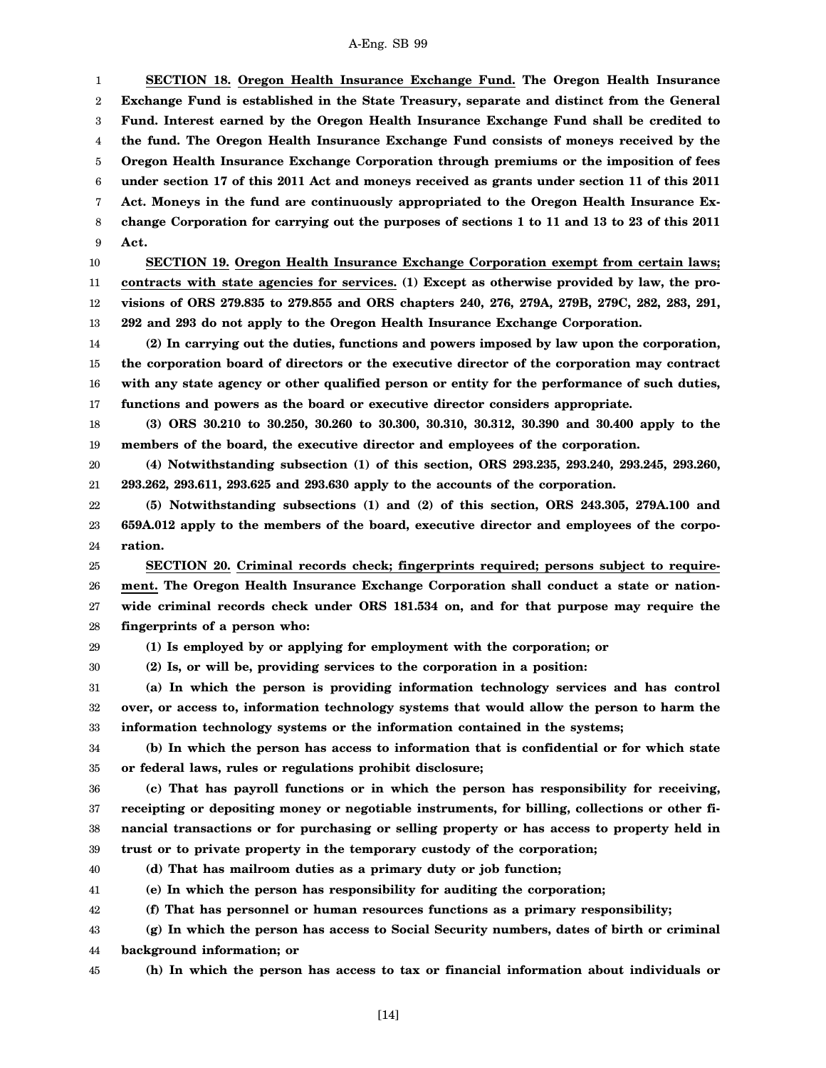**SECTION 18. Oregon Health Insurance Exchange Fund. The Oregon Health Insurance Exchange Fund is established in the State Treasury, separate and distinct from the General Fund. Interest earned by the Oregon Health Insurance Exchange Fund shall be credited to the fund. The Oregon Health Insurance Exchange Fund consists of moneys received by the Oregon Health Insurance Exchange Corporation through premiums or the imposition of fees under section 17 of this 2011 Act and moneys received as grants under section 11 of this 2011 Act. Moneys in the fund are continuously appropriated to the Oregon Health Insurance Exchange Corporation for carrying out the purposes of sections 1 to 11 and 13 to 23 of this 2011 Act.**

**SECTION 19. Oregon Health Insurance Exchange Corporation exempt from certain laws; contracts with state agencies for services. (1) Except as otherwise provided by law, the provisions of ORS 279.835 to 279.855 and ORS chapters 240, 276, 279A, 279B, 279C, 282, 283, 291, 292 and 293 do not apply to the Oregon Health Insurance Exchange Corporation.**

**(2) In carrying out the duties, functions and powers imposed by law upon the corporation, the corporation board of directors or the executive director of the corporation may contract with any state agency or other qualified person or entity for the performance of such duties, functions and powers as the board or executive director considers appropriate.**

**(3) ORS 30.210 to 30.250, 30.260 to 30.300, 30.310, 30.312, 30.390 and 30.400 apply to the members of the board, the executive director and employees of the corporation.**

**(4) Notwithstanding subsection (1) of this section, ORS 293.235, 293.240, 293.245, 293.260, 293.262, 293.611, 293.625 and 293.630 apply to the accounts of the corporation.**

**(5) Notwithstanding subsections (1) and (2) of this section, ORS 243.305, 279A.100 and 659A.012 apply to the members of the board, executive director and employees of the corporation.**

**SECTION 20. Criminal records check; fingerprints required; persons subject to requirement. The Oregon Health Insurance Exchange Corporation shall conduct a state or nationwide criminal records check under ORS 181.534 on, and for that purpose may require the fingerprints of a person who:**

**(1) Is employed by or applying for employment with the corporation; or**

**(2) Is, or will be, providing services to the corporation in a position:**

**(a) In which the person is providing information technology services and has control over, or access to, information technology systems that would allow the person to harm the information technology systems or the information contained in the systems;**

**(b) In which the person has access to information that is confidential or for which state or federal laws, rules or regulations prohibit disclosure;**

**(c) That has payroll functions or in which the person has responsibility for receiving, receipting or depositing money or negotiable instruments, for billing, collections or other financial transactions or for purchasing or selling property or has access to property held in trust or to private property in the temporary custody of the corporation;**

**(d) That has mailroom duties as a primary duty or job function;**

**(e) In which the person has responsibility for auditing the corporation;**

**(f) That has personnel or human resources functions as a primary responsibility;**

**(g) In which the person has access to Social Security numbers, dates of birth or criminal background information; or**

**(h) In which the person has access to tax or financial information about individuals or**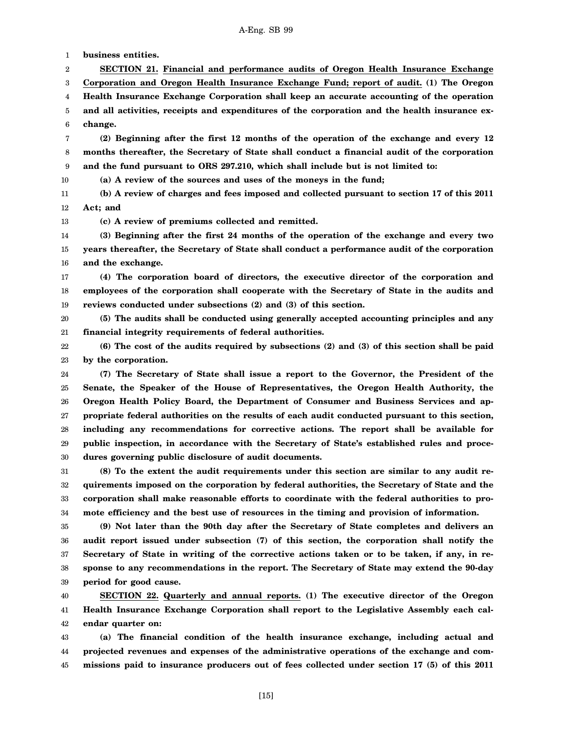**business entities.**

**SECTION 21.** **Financial and performance audits of Oregon Health Insurance Exchange Corporation and Oregon Health Insurance Exchange Fund; report of audit.** **(1) The Oregon Health Insurance Exchange Corporation shall keep an accurate accounting of the operation and all activities, receipts and expenditures of the corporation and the health insurance exchange.**

**(2) Beginning after the first 12 months of the operation of the exchange and every 12 months thereafter, the Secretary of State shall conduct a financial audit of the corporation and the fund pursuant to ORS 297.210, which shall include but is not limited to:**

**(a) A review of the sources and uses of the moneys in the fund;**

**(b) A review of charges and fees imposed and collected pursuant to section 17 of this 2011 Act; and**

**(c) A review of premiums collected and remitted.**

**(3) Beginning after the first 24 months of the operation of the exchange and every two years thereafter, the Secretary of State shall conduct a performance audit of the corporation and the exchange.**

**(4) The corporation board of directors, the executive director of the corporation and employees of the corporation shall cooperate with the Secretary of State in the audits and reviews conducted under subsections (2) and (3) of this section.**

**(5) The audits shall be conducted using generally accepted accounting principles and any financial integrity requirements of federal authorities.**

**(6) The cost of the audits required by subsections (2) and (3) of this section shall be paid by the corporation.**

**(7) The Secretary of State shall issue a report to the Governor, the President of the Senate, the Speaker of the House of Representatives, the Oregon Health Authority, the Oregon Health Policy Board, the Department of Consumer and Business Services and appropriate federal authorities on the results of each audit conducted pursuant to this section, including any recommendations for corrective actions. The report shall be available for public inspection, in accordance with the Secretary of State's established rules and procedures governing public disclosure of audit documents.**

**(8) To the extent the audit requirements under this section are similar to any audit requirements imposed on the corporation by federal authorities, the Secretary of State and the corporation shall make reasonable efforts to coordinate with the federal authorities to promote efficiency and the best use of resources in the timing and provision of information.**

**(9) Not later than the 90th day after the Secretary of State completes and delivers an audit report issued under subsection (7) of this section, the corporation shall notify the Secretary of State in writing of the corrective actions taken or to be taken, if any, in response to any recommendations in the report. The Secretary of State may extend the 90-day period for good cause.**

**SECTION 22.** **Quarterly and annual reports.** **(1) The executive director of the Oregon Health Insurance Exchange Corporation shall report to the Legislative Assembly each calendar quarter on:**

**(a) The financial condition of the health insurance exchange, including actual and projected revenues and expenses of the administrative operations of the exchange and commissions paid to insurance producers out of fees collected under section 17 (5) of this 2011**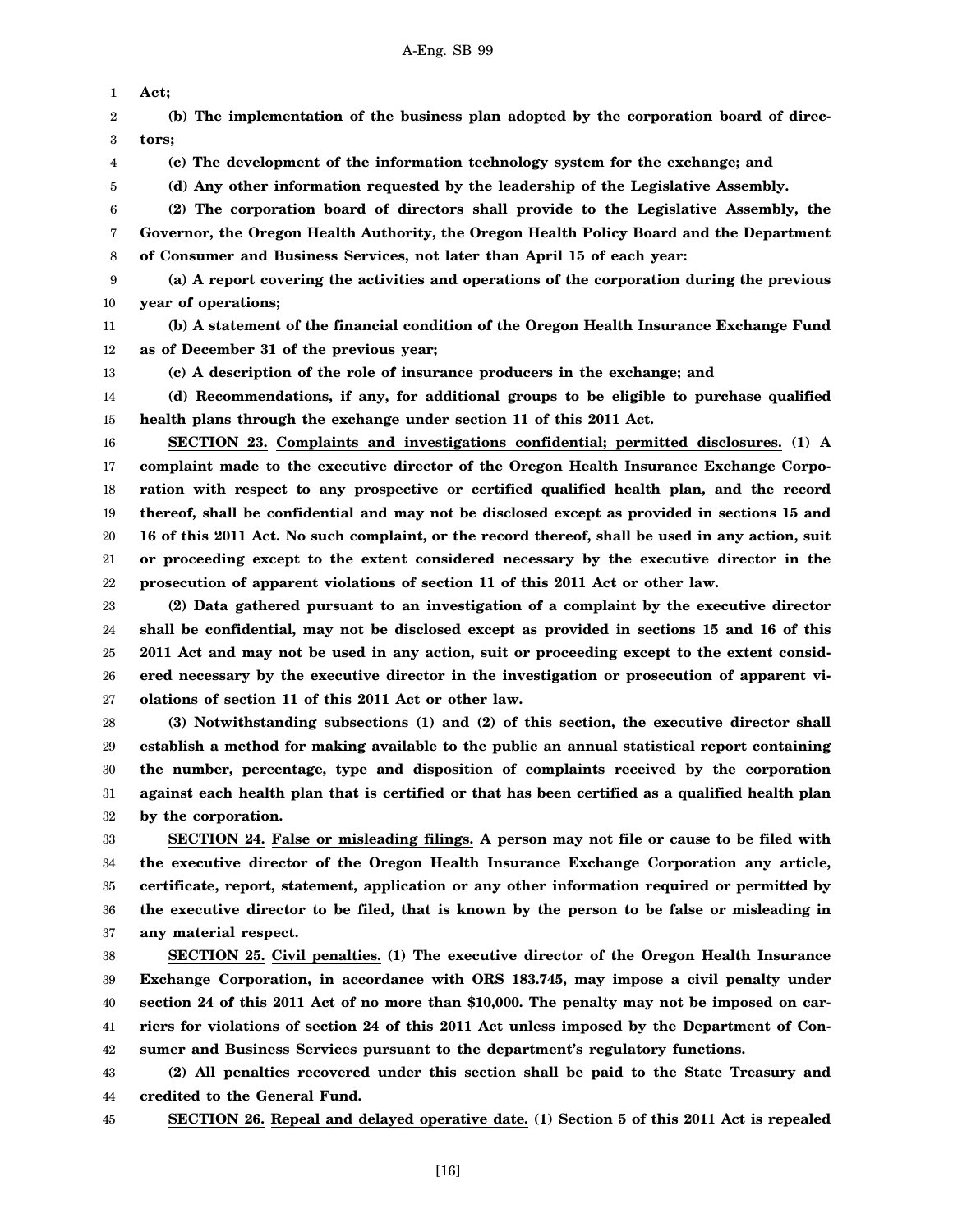**Act;**

**(b) The implementation of the business plan adopted by the corporation board of directors;**

**(c) The development of the information technology system for the exchange; and**

**(d) Any other information requested by the leadership of the Legislative Assembly.**

**(2) The corporation board of directors shall provide to the Legislative Assembly, the Governor, the Oregon Health Authority, the Oregon Health Policy Board and the Department of Consumer and Business Services, not later than April 15 of each year:**

**(a) A report covering the activities and operations of the corporation during the previous year of operations;**

**(b) A statement of the financial condition of the Oregon Health Insurance Exchange Fund as of December 31 of the previous year;**

**(c) A description of the role of insurance producers in the exchange; and**

**(d) Recommendations, if any, for additional groups to be eligible to purchase qualified health plans through the exchange under section 11 of this 2011 Act.**

**SECTION 23. Complaints and investigations confidential; permitted disclosures. (1) A complaint made to the executive director of the Oregon Health Insurance Exchange Corporation with respect to any prospective or certified qualified health plan, and the record thereof, shall be confidential and may not be disclosed except as provided in sections 15 and 16 of this 2011 Act. No such complaint, or the record thereof, shall be used in any action, suit or proceeding except to the extent considered necessary by the executive director in the prosecution of apparent violations of section 11 of this 2011 Act or other law.**

**(2) Data gathered pursuant to an investigation of a complaint by the executive director shall be confidential, may not be disclosed except as provided in sections 15 and 16 of this 2011 Act and may not be used in any action, suit or proceeding except to the extent considered necessary by the executive director in the investigation or prosecution of apparent violations of section 11 of this 2011 Act or other law.**

**(3) Notwithstanding subsections (1) and (2) of this section, the executive director shall establish a method for making available to the public an annual statistical report containing the number, percentage, type and disposition of complaints received by the corporation against each health plan that is certified or that has been certified as a qualified health plan by the corporation.**

**SECTION 24. False or misleading filings. A person may not file or cause to be filed with the executive director of the Oregon Health Insurance Exchange Corporation any article, certificate, report, statement, application or any other information required or permitted by the executive director to be filed, that is known by the person to be false or misleading in any material respect.**

**SECTION 25. Civil penalties. (1) The executive director of the Oregon Health Insurance Exchange Corporation, in accordance with ORS 183.745, may impose a civil penalty under section 24 of this 2011 Act of no more than $10,000. The penalty may not be imposed on carriers for violations of section 24 of this 2011 Act unless imposed by the Department of Consumer and Business Services pursuant to the department's regulatory functions.**

**(2) All penalties recovered under this section shall be paid to the State Treasury and credited to the General Fund.**

**SECTION 26. Repeal and delayed operative date. (1) Section 5 of this 2011 Act is repealed**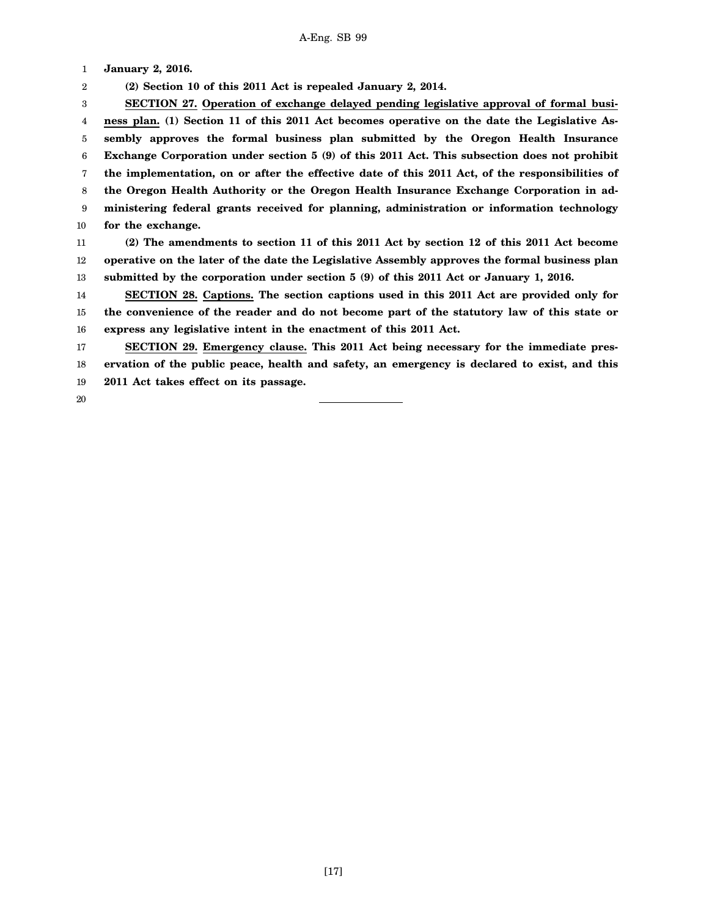**January 2, 2016.**

**(2) Section 10 of this 2011 Act is repealed January 2, 2014.**

**SECTION 27. Operation of exchange delayed pending legislative approval of formal business plan. (1) Section 11 of this 2011 Act becomes operative on the date the Legislative Assembly approves the formal business plan submitted by the Oregon Health Insurance Exchange Corporation under section 5 (9) of this 2011 Act. This subsection does not prohibit the implementation, on or after the effective date of this 2011 Act, of the responsibilities of the Oregon Health Authority or the Oregon Health Insurance Exchange Corporation in administering federal grants received for planning, administration or information technology for the exchange.**

**(2) The amendments to section 11 of this 2011 Act by section 12 of this 2011 Act become operative on the later of the date the Legislative Assembly approves the formal business plan submitted by the corporation under section 5 (9) of this 2011 Act or January 1, 2016.**

**SECTION 28. Captions. The section captions used in this 2011 Act are provided only for the convenience of the reader and do not become part of the statutory law of this state or express any legislative intent in the enactment of this 2011 Act.**

**SECTION 29. Emergency clause. This 2011 Act being necessary for the immediate preservation of the public peace, health and safety, an emergency is declared to exist, and this 2011 Act takes effect on its passage.**